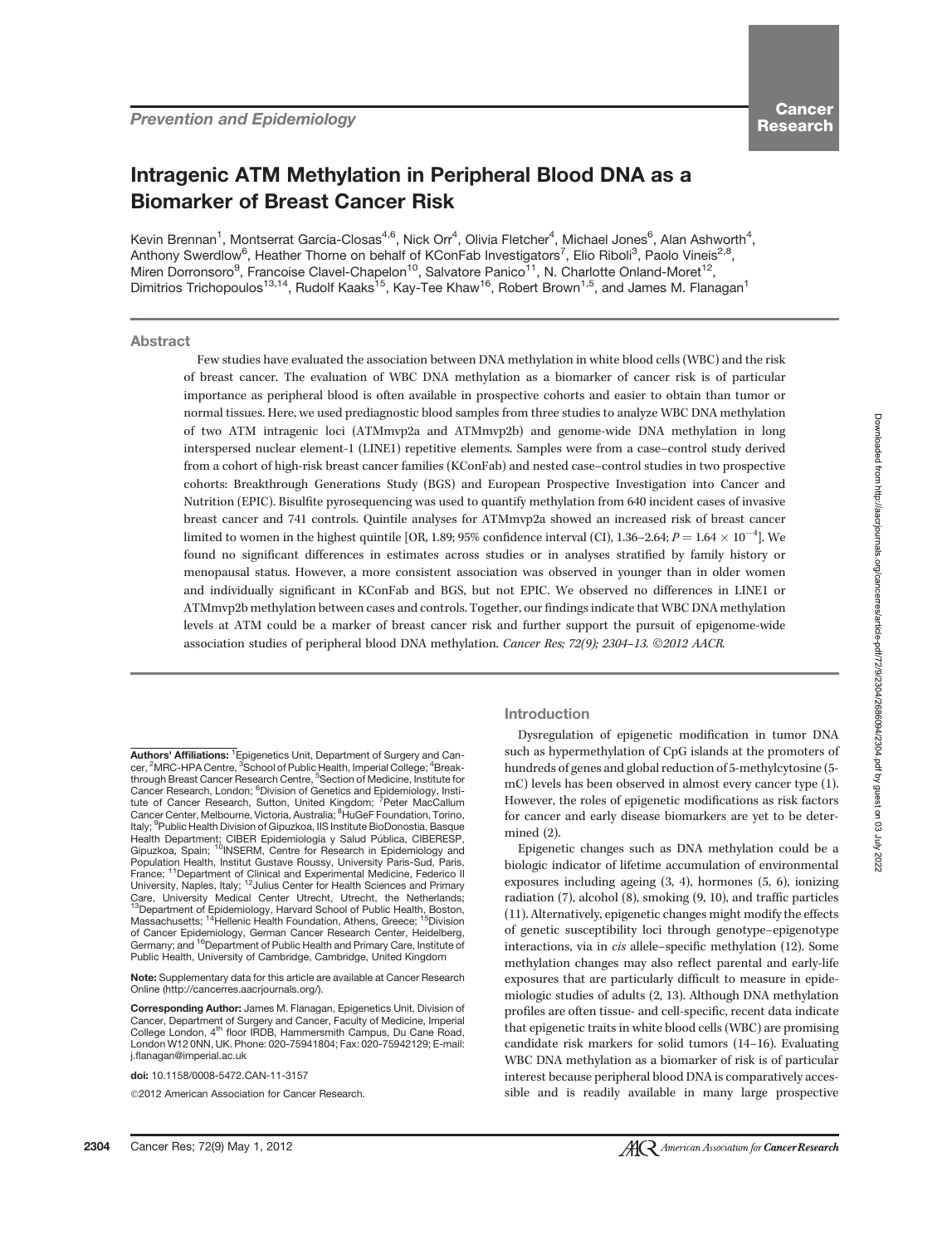*Prevention and Epidemiology*

# Intragenic ATM Methylation in Peripheral Blood DNA as a Biomarker of Breast Cancer Risk

Kevin Brennan[1], Montserrat Garcia-Closas[4,6], Nick Orr[4], Olivia Fletcher[4], Michael Jones[6], Alan Ashworth[4], Anthony Swerdlow[6], Heather Thorne on behalf of KConFab Investigators[7], Elio Riboli[3], Paolo Vineis[2,8], Miren Dorronsoro[9], Francoise Clavel-Chapelon[10], Salvatore Panico[11], N. Charlotte Onland-Moret[12], Dimitrios Trichopoulos[13,14], Rudolf Kaaks[15], Kay-Tee Khaw[16], Robert Brown[1,5], and James M. Flanagan[1]

## Abstract

Few studies have evaluated the association between DNA methylation in white blood cells (WBC) and the risk of breast cancer. The evaluation of WBC DNA methylation as a biomarker of cancer risk is of particular importance as peripheral blood is often available in prospective cohorts and easier to obtain than tumor or normal tissues. Here, we used prediagnostic blood samples from three studies to analyze WBC DNA methylation of two ATM intragenic loci (ATMmvp2a and ATMmvp2b) and genome-wide DNA methylation in long interspersed nuclear element-1 (LINE1) repetitive elements. Samples were from a case–control study derived from a cohort of high-risk breast cancer families (KConFab) and nested case–control studies in two prospective cohorts: Breakthrough Generations Study (BGS) and European Prospective Investigation into Cancer and Nutrition (EPIC). Bisulfite pyrosequencing was used to quantify methylation from 640 incident cases of invasive breast cancer and 741 controls. Quintile analyses for ATMmvp2a showed an increased risk of breast cancer limited to women in the highest quintile [OR, 1.89; 95% confidence interval (CI), 1.36–2.64; $P = 1.64 \times 10^{-4}$]. We found no significant differences in estimates across studies or in analyses stratified by family history or menopausal status. However, a more consistent association was observed in younger than in older women and individually significant in KConFab and BGS, but not EPIC. We observed no differences in LINE1 or ATMmvp2b methylation between cases and controls. Together, our findings indicate that WBC DNA methylation levels at ATM could be a marker of breast cancer risk and further support the pursuit of epigenome-wide association studies of peripheral blood DNA methylation. *Cancer Res; 72(9); 2304–13. ©2012 AACR.*

**Authors' Affiliations:** [1]Epigenetics Unit, Department of Surgery and Cancer, [2]MRC-HPA Centre, [3]School of Public Health, Imperial College; [4]Breakthrough Breast Cancer Research Centre, [5]Section of Medicine, Institute for Cancer Research, London; [6]Division of Genetics and Epidemiology, Institute of Cancer Research, Sutton, United Kingdom; [7]Peter MacCallum Cancer Center, Melbourne, Victoria, Australia; [8]HuGeF Foundation, Torino, Italy; [9]Public Health Division of Gipuzkoa, IIS Institute BioDonostia, Basque Health Department; CIBER Epidemiología y Salud Pública, CIBERESP, Gipuzkoa, Spain; [10]INSERM, Centre for Research in Epidemiology and Population Health, Institut Gustave Roussy, University Paris-Sud, Paris, France; [11]Department of Clinical and Experimental Medicine, Federico II University, Naples, Italy; [12]Julius Center for Health Sciences and Primary Care, University Medical Center Utrecht, Utrecht, the Netherlands; [13]Department of Epidemiology, Harvard School of Public Health, Boston, Massachusetts; [14]Hellenic Health Foundation, Athens, Greece; [15]Division of Cancer Epidemiology, German Cancer Research Center, Heidelberg, Germany; and [16]Department of Public Health and Primary Care, Institute of Public Health, University of Cambridge, Cambridge, United Kingdom

**Note:** Supplementary data for this article are available at Cancer Research Online (http://cancerres.aacrjournals.org/).

**Corresponding Author:** James M. Flanagan, Epigenetics Unit, Division of Cancer, Department of Surgery and Cancer, Faculty of Medicine, Imperial College London, 4th floor IRDB, Hammersmith Campus, Du Cane Road, London W12 0NN, UK. Phone: 020-75941804; Fax: 020-75942129; E-mail: j.flanagan@imperial.ac.uk

**doi:** 10.1158/0008-5472.CAN-11-3157

©2012 American Association for Cancer Research.

## Introduction

Dysregulation of epigenetic modification in tumor DNA such as hypermethylation of CpG islands at the promoters of hundreds of genes and global reduction of 5-methylcytosine (5-mC) levels has been observed in almost every cancer type (1). However, the roles of epigenetic modifications as risk factors for cancer and early disease biomarkers are yet to be determined (2).

Epigenetic changes such as DNA methylation could be a biologic indicator of lifetime accumulation of environmental exposures including ageing (3, 4), hormones (5, 6), ionizing radiation (7), alcohol (8), smoking (9, 10), and traffic particles (11). Alternatively, epigenetic changes might modify the effects of genetic susceptibility loci through genotype–epigenotype interactions, via in *cis* allele–specific methylation (12). Some methylation changes may also reflect parental and early-life exposures that are particularly difficult to measure in epidemiologic studies of adults (2, 13). Although DNA methylation profiles are often tissue- and cell-specific, recent data indicate that epigenetic traits in white blood cells (WBC) are promising candidate risk markers for solid tumors (14–16). Evaluating WBC DNA methylation as a biomarker of risk is of particular interest because peripheral blood DNA is comparatively accessible and is readily available in many large prospective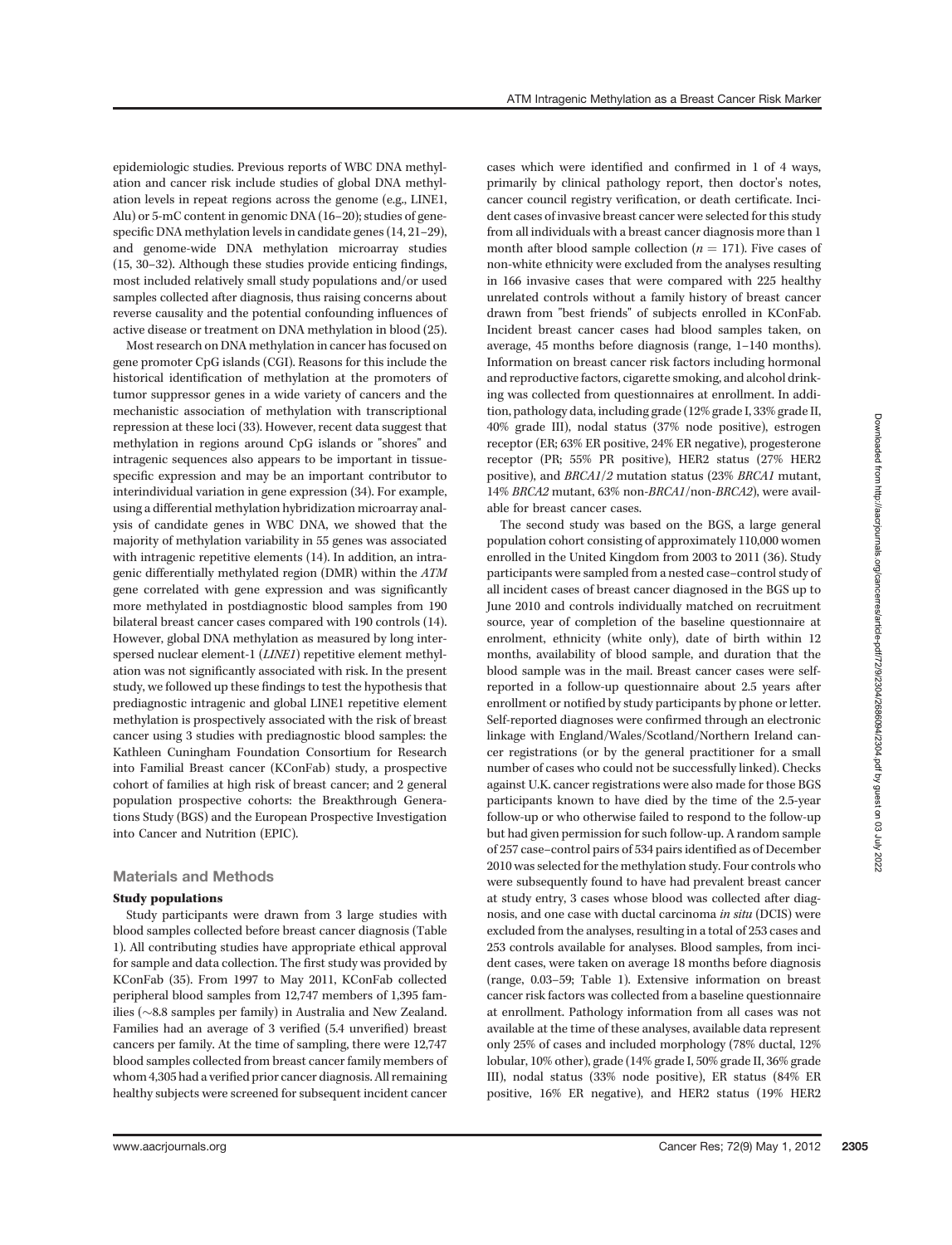epidemiologic studies. Previous reports of WBC DNA methylation and cancer risk include studies of global DNA methylation levels in repeat regions across the genome (e.g., LINE1, Alu) or 5-mC content in genomic DNA (16–20); studies of gene-specific DNA methylation levels in candidate genes (14, 21–29), and genome-wide DNA methylation microarray studies (15, 30–32). Although these studies provide enticing findings, most included relatively small study populations and/or used samples collected after diagnosis, thus raising concerns about reverse causality and the potential confounding influences of active disease or treatment on DNA methylation in blood (25).

Most research on DNA methylation in cancer has focused on gene promoter CpG islands (CGI). Reasons for this include the historical identification of methylation at the promoters of tumor suppressor genes in a wide variety of cancers and the mechanistic association of methylation with transcriptional repression at these loci (33). However, recent data suggest that methylation in regions around CpG islands or "shores" and intragenic sequences also appears to be important in tissue-specific expression and may be an important contributor to interindividual variation in gene expression (34). For example, using a differential methylation hybridization microarray analysis of candidate genes in WBC DNA, we showed that the majority of methylation variability in 55 genes was associated with intragenic repetitive elements (14). In addition, an intragenic differentially methylated region (DMR) within the *ATM* gene correlated with gene expression and was significantly more methylated in postdiagnostic blood samples from 190 bilateral breast cancer cases compared with 190 controls (14). However, global DNA methylation as measured by long interspersed nuclear element-1 (*LINE1*) repetitive element methylation was not significantly associated with risk. In the present study, we followed up these findings to test the hypothesis that prediagnostic intragenic and global LINE1 repetitive element methylation is prospectively associated with the risk of breast cancer using 3 studies with prediagnostic blood samples: the Kathleen Cuningham Foundation Consortium for Research into Familial Breast cancer (KConFab) study, a prospective cohort of families at high risk of breast cancer; and 2 general population prospective cohorts: the Breakthrough Generations Study (BGS) and the European Prospective Investigation into Cancer and Nutrition (EPIC).

## Materials and Methods

### Study populations

Study participants were drawn from 3 large studies with blood samples collected before breast cancer diagnosis (Table 1). All contributing studies have appropriate ethical approval for sample and data collection. The first study was provided by KConFab (35). From 1997 to May 2011, KConFab collected peripheral blood samples from 12,747 members of 1,395 families (~8.8 samples per family) in Australia and New Zealand. Families had an average of 3 verified (5.4 unverified) breast cancers per family. At the time of sampling, there were 12,747 blood samples collected from breast cancer family members of whom 4,305 had a verified prior cancer diagnosis. All remaining healthy subjects were screened for subsequent incident cancer cases which were identified and confirmed in 1 of 4 ways, primarily by clinical pathology report, then doctor's notes, cancer council registry verification, or death certificate. Incident cases of invasive breast cancer were selected for this study from all individuals with a breast cancer diagnosis more than 1 month after blood sample collection ($n$ = 171). Five cases of non-white ethnicity were excluded from the analyses resulting in 166 invasive cases that were compared with 225 healthy unrelated controls without a family history of breast cancer drawn from "best friends" of subjects enrolled in KConFab. Incident breast cancer cases had blood samples taken, on average, 45 months before diagnosis (range, 1–140 months). Information on breast cancer risk factors including hormonal and reproductive factors, cigarette smoking, and alcohol drinking was collected from questionnaires at enrollment. In addition, pathology data, including grade (12% grade I, 33% grade II, 40% grade III), nodal status (37% node positive), estrogen receptor (ER; 63% ER positive, 24% ER negative), progesterone receptor (PR; 55% PR positive), HER2 status (27% HER2 positive), and *BRCA1/2* mutation status (23% *BRCA1* mutant, 14% *BRCA2* mutant, 63% non-*BRCA1*/non-*BRCA2*), were available for breast cancer cases.

The second study was based on the BGS, a large general population cohort consisting of approximately 110,000 women enrolled in the United Kingdom from 2003 to 2011 (36). Study participants were sampled from a nested case–control study of all incident cases of breast cancer diagnosed in the BGS up to June 2010 and controls individually matched on recruitment source, year of completion of the baseline questionnaire at enrolment, ethnicity (white only), date of birth within 12 months, availability of blood sample, and duration that the blood sample was in the mail. Breast cancer cases were self-reported in a follow-up questionnaire about 2.5 years after enrollment or notified by study participants by phone or letter. Self-reported diagnoses were confirmed through an electronic linkage with England/Wales/Scotland/Northern Ireland cancer registrations (or by the general practitioner for a small number of cases who could not be successfully linked). Checks against U.K. cancer registrations were also made for those BGS participants known to have died by the time of the 2.5-year follow-up or who otherwise failed to respond to the follow-up but had given permission for such follow-up. A random sample of 257 case–control pairs of 534 pairs identified as of December 2010 was selected for the methylation study. Four controls who were subsequently found to have had prevalent breast cancer at study entry, 3 cases whose blood was collected after diagnosis, and one case with ductal carcinoma *in situ* (DCIS) were excluded from the analyses, resulting in a total of 253 cases and 253 controls available for analyses. Blood samples, from incident cases, were taken on average 18 months before diagnosis (range, 0.03–59; Table 1). Extensive information on breast cancer risk factors was collected from a baseline questionnaire at enrollment. Pathology information from all cases was not available at the time of these analyses, available data represent only 25% of cases and included morphology (78% ductal, 12% lobular, 10% other), grade (14% grade I, 50% grade II, 36% grade III), nodal status (33% node positive), ER status (84% ER positive, 16% ER negative), and HER2 status (19% HER2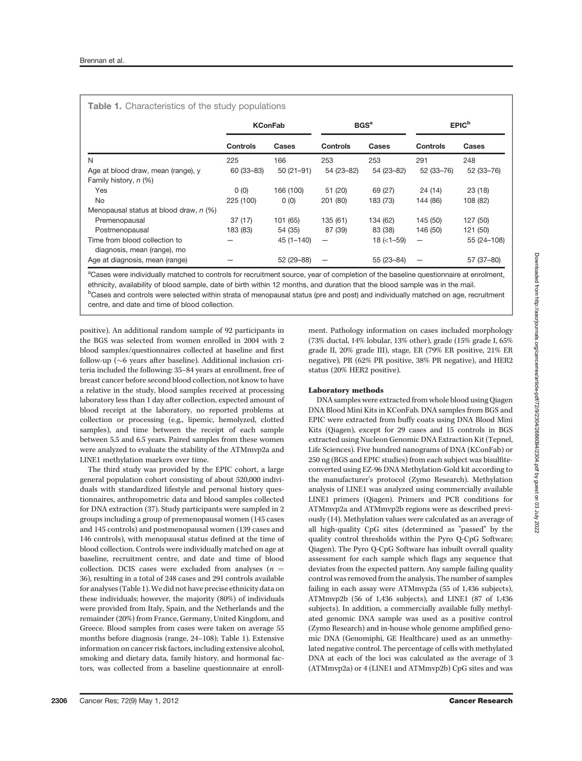**Table 1.** Characteristics of the study populations

| | KConFab | | BGS[a] | | EPIC[b] | |
|---|---|---|---|---|---|---|
| | Controls | Cases | Controls | Cases | Controls | Cases |
| N | 225 | 166 | 253 | 253 | 291 | 248 |
| Age at blood draw, mean (range), y | 60 (33–83) | 50 (21–91) | 54 (23–82) | 54 (23–82) | 52 (33–76) | 52 (33–76) |
| Family history, *n* (%) | | | | | | |
| Yes | 0 (0) | 166 (100) | 51 (20) | 69 (27) | 24 (14) | 23 (18) |
| No | 225 (100) | 0 (0) | 201 (80) | 183 (73) | 144 (86) | 108 (82) |
| Menopausal status at blood draw, *n* (%) | | | | | | |
| Premenopausal | 37 (17) | 101 (65) | 135 (61) | 134 (62) | 145 (50) | 127 (50) |
| Postmenopausal | 183 (83) | 54 (35) | 87 (39) | 83 (38) | 146 (50) | 121 (50) |
| Time from blood collection to diagnosis, mean (range), mo | — | 45 (1–140) | — | 18 (<1–59) | — | 55 (24–108) |
| Age at diagnosis, mean (range) | — | 52 (29–88) | — | 55 (23–84) | — | 57 (37–80) |

[a]Cases were individually matched to controls for recruitment source, year of completion of the baseline questionnaire at enrolment, ethnicity, availability of blood sample, date of birth within 12 months, and duration that the blood sample was in the mail.
[b]Cases and controls were selected within strata of menopausal status (pre and post) and individually matched on age, recruitment centre, and date and time of blood collection.

positive). An additional random sample of 92 participants in the BGS was selected from women enrolled in 2004 with 2 blood samples/questionnaires collected at baseline and first follow-up (~6 years after baseline). Additional inclusion criteria included the following: 35–84 years at enrollment, free of breast cancer before second blood collection, not know to have a relative in the study, blood samples received at processing laboratory less than 1 day after collection, expected amount of blood receipt at the laboratory, no reported problems at collection or processing (e.g., lipemic, hemolyzed, clotted samples), and time between the receipt of each sample between 5.5 and 6.5 years. Paired samples from these women were analyzed to evaluate the stability of the ATMmvp2a and LINE1 methylation markers over time.

The third study was provided by the EPIC cohort, a large general population cohort consisting of about 520,000 individuals with standardized lifestyle and personal history questionnaires, anthropometric data and blood samples collected for DNA extraction (37). Study participants were sampled in 2 groups including a group of premenopausal women (145 cases and 145 controls) and postmenopausal women (139 cases and 146 controls), with menopausal status defined at the time of blood collection. Controls were individually matched on age at baseline, recruitment centre, and date and time of blood collection. DCIS cases were excluded from analyses ($n$ = 36), resulting in a total of 248 cases and 291 controls available for analyses (Table 1). We did not have precise ethnicity data on these individuals; however, the majority (80%) of individuals were provided from Italy, Spain, and the Netherlands and the remainder (20%) from France, Germany, United Kingdom, and Greece. Blood samples from cases were taken on average 55 months before diagnosis (range, 24–108); Table 1). Extensive information on cancer risk factors, including extensive alcohol, smoking and dietary data, family history, and hormonal factors, was collected from a baseline questionnaire at enrollment. Pathology information on cases included morphology (73% ductal, 14% lobular, 13% other), grade (15% grade I, 65% grade II, 20% grade III), stage, ER (79% ER positive, 21% ER negative), PR (62% PR positive, 38% PR negative), and HER2 status (20% HER2 positive).

### Laboratory methods

DNA samples were extracted from whole blood using Qiagen DNA Blood Mini Kits in KConFab. DNA samples from BGS and EPIC were extracted from buffy coats using DNA Blood Mini Kits (Qiagen), except for 29 cases and 15 controls in BGS extracted using Nucleon Genomic DNA Extraction Kit (Tepnel, Life Sciences). Five hundred nanograms of DNA (KConFab) or 250 ng (BGS and EPIC studies) from each subject was bisulfite-converted using EZ-96 DNA Methylation-Gold kit according to the manufacturer's protocol (Zymo Research). Methylation analysis of LINE1 was analyzed using commercially available LINE1 primers (Qiagen). Primers and PCR conditions for ATMmvp2a and ATMmvp2b regions were as described previously (14). Methylation values were calculated as an average of all high-quality CpG sites (determined as "passed" by the quality control thresholds within the Pyro Q-CpG Software; Qiagen). The Pyro Q-CpG Software has inbuilt overall quality assessment for each sample which flags any sequence that deviates from the expected pattern. Any sample failing quality control was removed from the analysis. The number of samples failing in each assay were ATMmvp2a (55 of 1,436 subjects), ATMmvp2b (56 of 1,436 subjects), and LINE1 (87 of 1,436 subjects). In addition, a commercially available fully methylated genomic DNA sample was used as a positive control (Zymo Research) and in-house whole genome amplified genomic DNA (Genomiphi, GE Healthcare) used as an unmethylated negative control. The percentage of cells with methylated DNA at each of the loci was calculated as the average of 3 (ATMmvp2a) or 4 (LINE1 and ATMmvp2b) CpG sites and was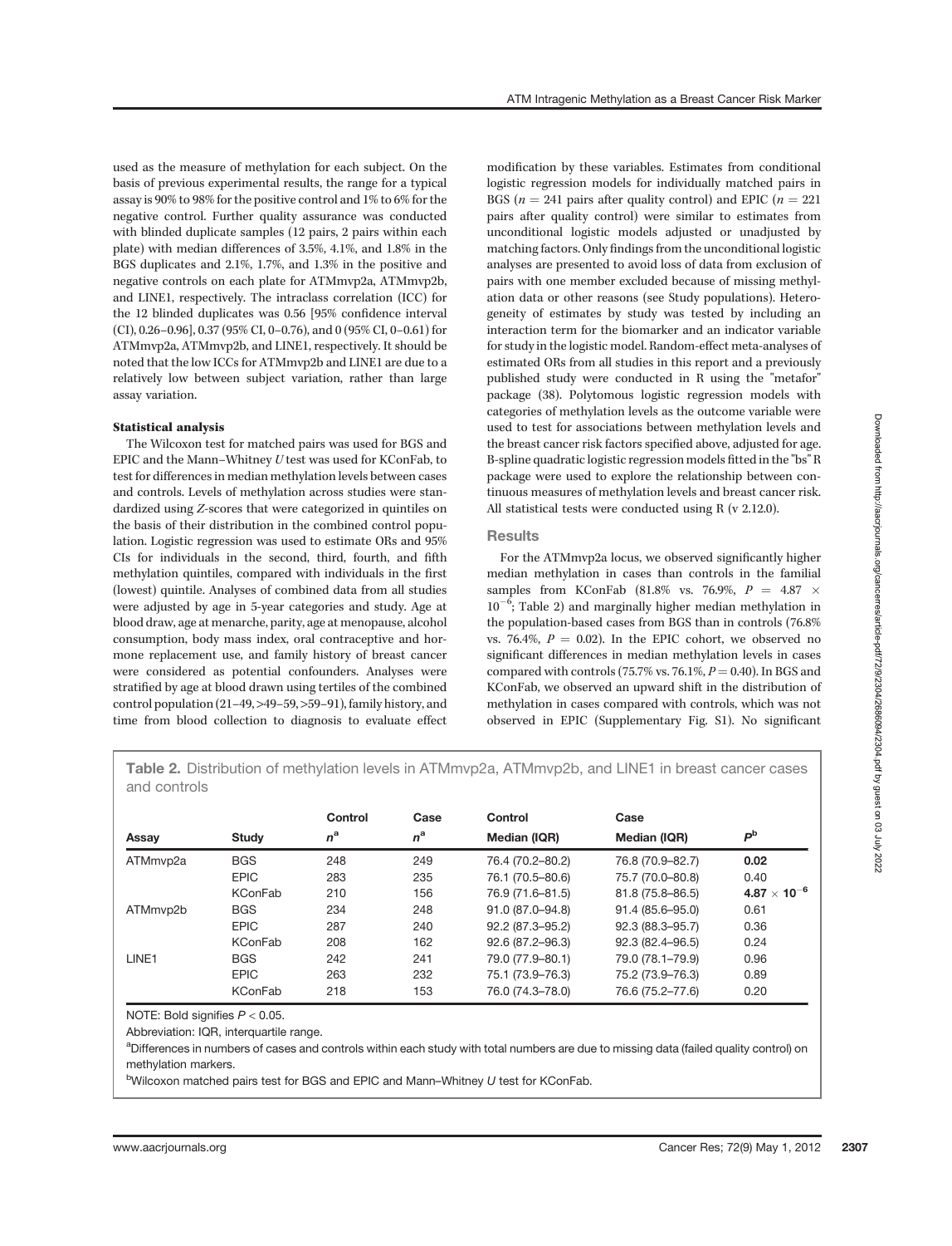used as the measure of methylation for each subject. On the basis of previous experimental results, the range for a typical assay is 90% to 98% for the positive control and 1% to 6% for the negative control. Further quality assurance was conducted with blinded duplicate samples (12 pairs, 2 pairs within each plate) with median differences of 3.5%, 4.1%, and 1.8% in the BGS duplicates and 2.1%, 1.7%, and 1.3% in the positive and negative controls on each plate for ATMmvp2a, ATMmvp2b, and LINE1, respectively. The intraclass correlation (ICC) for the 12 blinded duplicates was 0.56 [95% confidence interval (CI), 0.26–0.96], 0.37 (95% CI, 0–0.76), and 0 (95% CI, 0–0.61) for ATMmvp2a, ATMmvp2b, and LINE1, respectively. It should be noted that the low ICCs for ATMmvp2b and LINE1 are due to a relatively low between subject variation, rather than large assay variation.

### Statistical analysis

The Wilcoxon test for matched pairs was used for BGS and EPIC and the Mann–Whitney *U* test was used for KConFab, to test for differences in median methylation levels between cases and controls. Levels of methylation across studies were standardized using *Z*-scores that were categorized in quintiles on the basis of their distribution in the combined control population. Logistic regression was used to estimate ORs and 95% CIs for individuals in the second, third, fourth, and fifth methylation quintiles, compared with individuals in the first (lowest) quintile. Analyses of combined data from all studies were adjusted by age in 5-year categories and study. Age at blood draw, age at menarche, parity, age at menopause, alcohol consumption, body mass index, oral contraceptive and hormone replacement use, and family history of breast cancer were considered as potential confounders. Analyses were stratified by age at blood drawn using tertiles of the combined control population (21–49, >49–59, >59–91), family history, and time from blood collection to diagnosis to evaluate effect modification by these variables. Estimates from conditional logistic regression models for individually matched pairs in BGS ($n = 241$ pairs after quality control) and EPIC ($n = 221$ pairs after quality control) were similar to estimates from unconditional logistic models adjusted or unadjusted by matching factors. Only findings from the unconditional logistic analyses are presented to avoid loss of data from exclusion of pairs with one member excluded because of missing methylation data or other reasons (see Study populations). Heterogeneity of estimates by study was tested by including an interaction term for the biomarker and an indicator variable for study in the logistic model. Random-effect meta-analyses of estimated ORs from all studies in this report and a previously published study were conducted in R using the "metafor" package (38). Polytomous logistic regression models with categories of methylation levels as the outcome variable were used to test for associations between methylation levels and the breast cancer risk factors specified above, adjusted for age. B-spline quadratic logistic regression models fitted in the "bs" R package were used to explore the relationship between continuous measures of methylation levels and breast cancer risk. All statistical tests were conducted using R (v 2.12.0).

## Results

For the ATMmvp2a locus, we observed significantly higher median methylation in cases than controls in the familial samples from KConFab (81.8% vs. 76.9%, $P = 4.87 \times 10^{-6}$; Table 2) and marginally higher median methylation in the population-based cases from BGS than in controls (76.8% vs. 76.4%, $P = 0.02$). In the EPIC cohort, we observed no significant differences in median methylation levels in cases compared with controls (75.7% vs. 76.1%, $P = 0.40$). In BGS and KConFab, we observed an upward shift in the distribution of methylation in cases compared with controls, which was not observed in EPIC (Supplementary Fig. S1). No significant

**Table 2.** Distribution of methylation levels in ATMmvp2a, ATMmvp2b, and LINE1 in breast cancer cases and controls

| Assay | Study | Control $n$[a] | Case $n$[a] | Control Median (IQR) | Case Median (IQR) | $P$[b] |
|---|---|---|---|---|---|---|
| ATMmvp2a | BGS | 248 | 249 | 76.4 (70.2–80.2) | 76.8 (70.9–82.7) | **0.02** |
| | EPIC | 283 | 235 | 76.1 (70.5–80.6) | 75.7 (70.0–80.8) | 0.40 |
| | KConFab | 210 | 156 | 76.9 (71.6–81.5) | 81.8 (75.8–86.5) | $\mathbf{4.87 \times 10^{-6}}$ |
| ATMmvp2b | BGS | 234 | 248 | 91.0 (87.0–94.8) | 91.4 (85.6–95.0) | 0.61 |
| | EPIC | 287 | 240 | 92.2 (87.3–95.2) | 92.3 (88.3–95.7) | 0.36 |
| | KConFab | 208 | 162 | 92.6 (87.2–96.3) | 92.3 (82.4–96.5) | 0.24 |
| LINE1 | BGS | 242 | 241 | 79.0 (77.9–80.1) | 79.0 (78.1–79.9) | 0.96 |
| | EPIC | 263 | 232 | 75.1 (73.9–76.3) | 75.2 (73.9–76.3) | 0.89 |
| | KConFab | 218 | 153 | 76.0 (74.3–78.0) | 76.6 (75.2–77.6) | 0.20 |

NOTE: Bold signifies $P < 0.05$.

Abbreviation: IQR, interquartile range.

[a]Differences in numbers of cases and controls within each study with total numbers are due to missing data (failed quality control) on methylation markers.

[b]Wilcoxon matched pairs test for BGS and EPIC and Mann–Whitney *U* test for KConFab.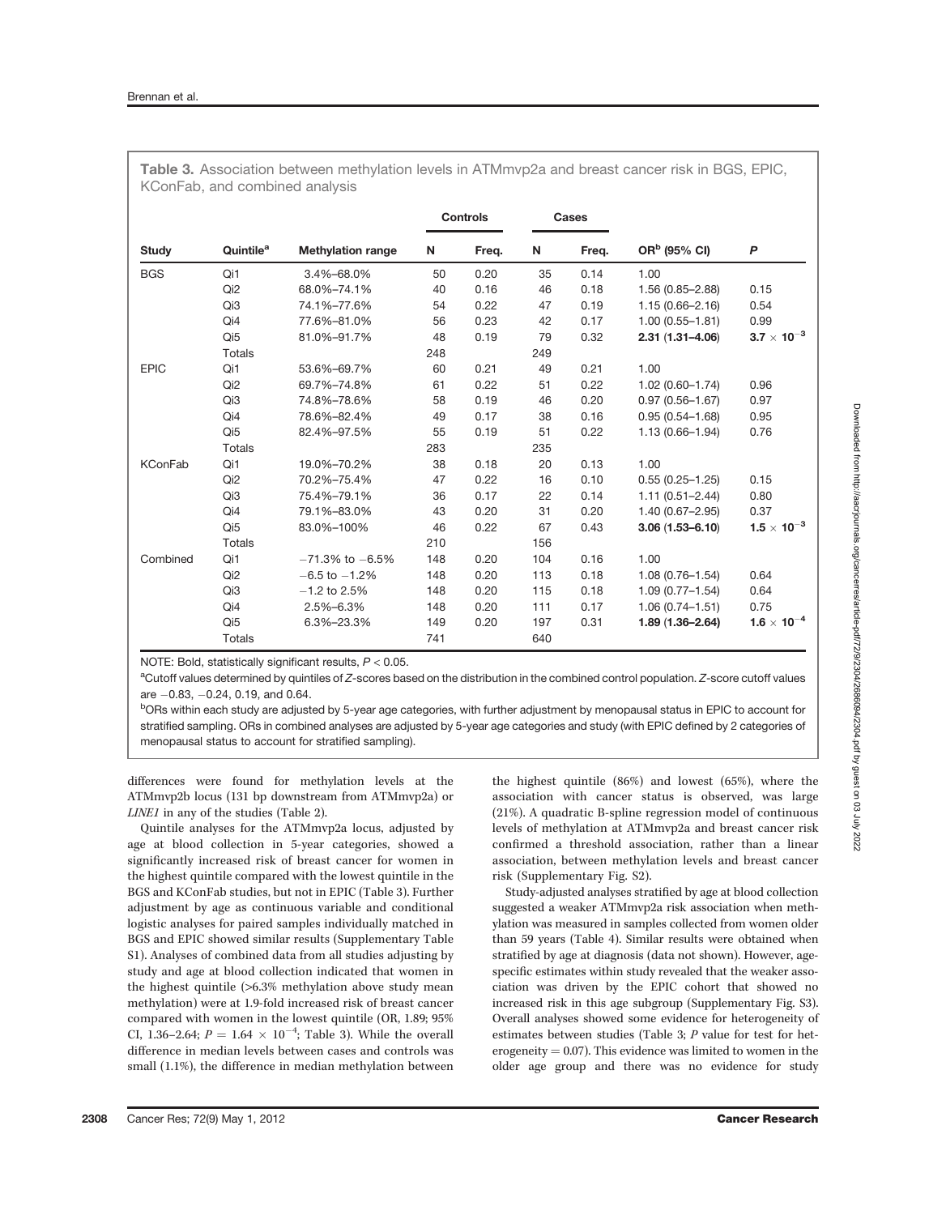**Table 3.** Association between methylation levels in ATMmvp2a and breast cancer risk in BGS, EPIC, KConFab, and combined analysis

| Study | Quintile[a] | Methylation range | Controls | | Cases | | OR[b] (95% CI) | P |
|---|---|---|---|---|---|---|---|---|
| | | | N | Freq. | N | Freq. | | |
| BGS | Qi1 | 3.4%–68.0% | 50 | 0.20 | 35 | 0.14 | 1.00 | |
| | Qi2 | 68.0%–74.1% | 40 | 0.16 | 46 | 0.18 | 1.56 (0.85–2.88) | 0.15 |
| | Qi3 | 74.1%–77.6% | 54 | 0.22 | 47 | 0.19 | 1.15 (0.66–2.16) | 0.54 |
| | Qi4 | 77.6%–81.0% | 56 | 0.23 | 42 | 0.17 | 1.00 (0.55–1.81) | 0.99 |
| | Qi5 | 81.0%–91.7% | 48 | 0.19 | 79 | 0.32 | **2.31 (1.31–4.06)** | $\mathbf{3.7 \times 10^{-3}}$ |
| | Totals | | 248 | | 249 | | | |
| EPIC | Qi1 | 53.6%–69.7% | 60 | 0.21 | 49 | 0.21 | 1.00 | |
| | Qi2 | 69.7%–74.8% | 61 | 0.22 | 51 | 0.22 | 1.02 (0.60–1.74) | 0.96 |
| | Qi3 | 74.8%–78.6% | 58 | 0.19 | 46 | 0.20 | 0.97 (0.56–1.67) | 0.97 |
| | Qi4 | 78.6%–82.4% | 49 | 0.17 | 38 | 0.16 | 0.95 (0.54–1.68) | 0.95 |
| | Qi5 | 82.4%–97.5% | 55 | 0.19 | 51 | 0.22 | 1.13 (0.66–1.94) | 0.76 |
| | Totals | | 283 | | 235 | | | |
| KConFab | Qi1 | 19.0%–70.2% | 38 | 0.18 | 20 | 0.13 | 1.00 | |
| | Qi2 | 70.2%–75.4% | 47 | 0.22 | 16 | 0.10 | 0.55 (0.25–1.25) | 0.15 |
| | Qi3 | 75.4%–79.1% | 36 | 0.17 | 22 | 0.14 | 1.11 (0.51–2.44) | 0.80 |
| | Qi4 | 79.1%–83.0% | 43 | 0.20 | 31 | 0.20 | 1.40 (0.67–2.95) | 0.37 |
| | Qi5 | 83.0%–100% | 46 | 0.22 | 67 | 0.43 | **3.06 (1.53–6.10)** | $\mathbf{1.5 \times 10^{-3}}$ |
| | Totals | | 210 | | 156 | | | |
| Combined | Qi1 | −71.3% to −6.5% | 148 | 0.20 | 104 | 0.16 | 1.00 | |
| | Qi2 | −6.5 to −1.2% | 148 | 0.20 | 113 | 0.18 | 1.08 (0.76–1.54) | 0.64 |
| | Qi3 | −1.2 to 2.5% | 148 | 0.20 | 115 | 0.18 | 1.09 (0.77–1.54) | 0.64 |
| | Qi4 | 2.5%–6.3% | 148 | 0.20 | 111 | 0.17 | 1.06 (0.74–1.51) | 0.75 |
| | Qi5 | 6.3%–23.3% | 149 | 0.20 | 197 | 0.31 | **1.89 (1.36–2.64)** | $\mathbf{1.6 \times 10^{-4}}$ |
| | Totals | | 741 | | 640 | | | |

NOTE: Bold, statistically significant results, $P < 0.05$.

[a]Cutoff values determined by quintiles of Z-scores based on the distribution in the combined control population. Z-score cutoff values are −0.83, −0.24, 0.19, and 0.64.

[b]ORs within each study are adjusted by 5-year age categories, with further adjustment by menopausal status in EPIC to account for stratified sampling. ORs in combined analyses are adjusted by 5-year age categories and study (with EPIC defined by 2 categories of menopausal status to account for stratified sampling).

differences were found for methylation levels at the ATMmvp2b locus (131 bp downstream from ATMmvp2a) or *LINE1* in any of the studies (Table 2).

Quintile analyses for the ATMmvp2a locus, adjusted by age at blood collection in 5-year categories, showed a significantly increased risk of breast cancer for women in the highest quintile compared with the lowest quintile in the BGS and KConFab studies, but not in EPIC (Table 3). Further adjustment by age as continuous variable and conditional logistic analyses for paired samples individually matched in BGS and EPIC showed similar results (Supplementary Table S1). Analyses of combined data from all studies adjusting by study and age at blood collection indicated that women in the highest quintile (>6.3% methylation above study mean methylation) were at 1.9-fold increased risk of breast cancer compared with women in the lowest quintile (OR, 1.89; 95% CI, 1.36–2.64; $P = 1.64 \times 10^{-4}$; Table 3). While the overall difference in median levels between cases and controls was small (1.1%), the difference in median methylation between the highest quintile (86%) and lowest (65%), where the association with cancer status is observed, was large (21%). A quadratic B-spline regression model of continuous levels of methylation at ATMmvp2a and breast cancer risk confirmed a threshold association, rather than a linear association, between methylation levels and breast cancer risk (Supplementary Fig. S2).

Study-adjusted analyses stratified by age at blood collection suggested a weaker ATMmvp2a risk association when methylation was measured in samples collected from women older than 59 years (Table 4). Similar results were obtained when stratified by age at diagnosis (data not shown). However, age-specific estimates within study revealed that the weaker association was driven by the EPIC cohort that showed no increased risk in this age subgroup (Supplementary Fig. S3). Overall analyses showed some evidence for heterogeneity of estimates between studies (Table 3; $P$ value for test for heterogeneity = 0.07). This evidence was limited to women in the older age group and there was no evidence for study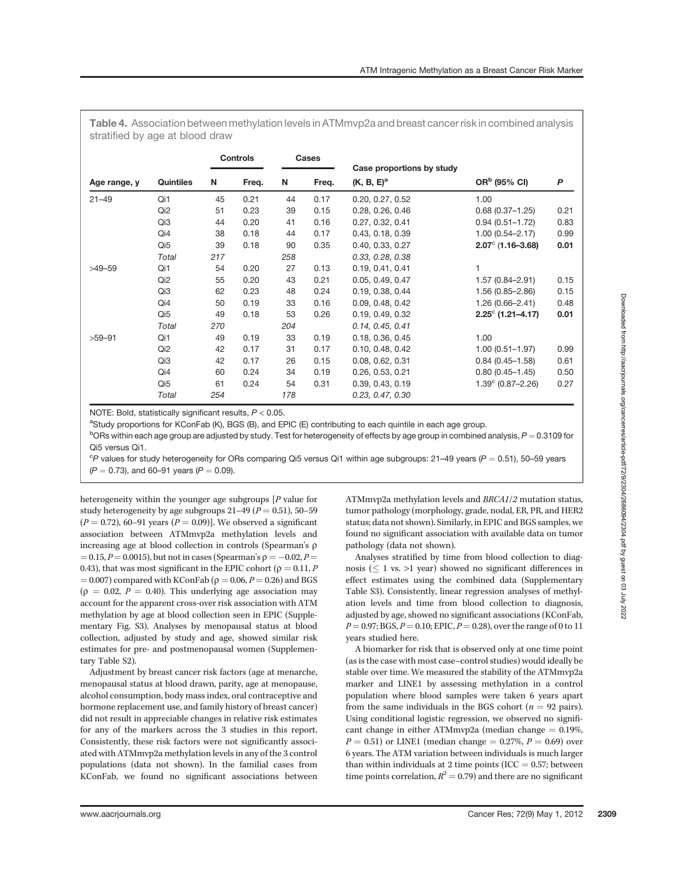**Table 4.** Association between methylation levels in ATMmvp2a and breast cancer risk in combined analysis stratified by age at blood draw

| Age range, y | Quintiles | Controls N | Controls Freq. | Cases N | Cases Freq. | Case proportions by study (K, B, E)[a] | OR[b] (95% CI) | P |
|---|---|---|---|---|---|---|---|---|
| 21–49 | Qi1 | 45 | 0.21 | 44 | 0.17 | 0.20, 0.27, 0.52 | 1.00 | |
| | Qi2 | 51 | 0.23 | 39 | 0.15 | 0.28, 0.26, 0.46 | 0.68 (0.37–1.25) | 0.21 |
| | Qi3 | 44 | 0.20 | 41 | 0.16 | 0.27, 0.32, 0.41 | 0.94 (0.51–1.72) | 0.83 |
| | Qi4 | 38 | 0.18 | 44 | 0.17 | 0.43, 0.18, 0.39 | 1.00 (0.54–2.17) | 0.99 |
| | Qi5 | 39 | 0.18 | 90 | 0.35 | 0.40, 0.33, 0.27 | **2.07[c] (1.16–3.68)** | **0.01** |
| | *Total* | *217* | | *258* | | *0.33, 0.28, 0.38* | | |
| >49–59 | Qi1 | 54 | 0.20 | 27 | 0.13 | 0.19, 0.41, 0.41 | 1 | |
| | Qi2 | 55 | 0.20 | 43 | 0.21 | 0.05, 0.49, 0.47 | 1.57 (0.84–2.91) | 0.15 |
| | Qi3 | 62 | 0.23 | 48 | 0.24 | 0.19, 0.38, 0.44 | 1.56 (0.85–2.86) | 0.15 |
| | Qi4 | 50 | 0.19 | 33 | 0.16 | 0.09, 0.48, 0.42 | 1.26 (0.66–2.41) | 0.48 |
| | Qi5 | 49 | 0.18 | 53 | 0.26 | 0.19, 0.49, 0.32 | **2.25[c] (1.21–4.17)** | **0.01** |
| | *Total* | *270* | | *204* | | *0.14, 0.45, 0.41* | | |
| >59–91 | Qi1 | 49 | 0.19 | 33 | 0.19 | 0.18, 0.36, 0.45 | 1.00 | |
| | Qi2 | 42 | 0.17 | 31 | 0.17 | 0.10, 0.48, 0.42 | 1.00 (0.51–1.97) | 0.99 |
| | Qi3 | 42 | 0.17 | 26 | 0.15 | 0.08, 0.62, 0.31 | 0.84 (0.45–1.58) | 0.61 |
| | Qi4 | 60 | 0.24 | 34 | 0.19 | 0.26, 0.53, 0.21 | 0.80 (0.45–1.45) | 0.50 |
| | Qi5 | 61 | 0.24 | 54 | 0.31 | 0.39, 0.43, 0.19 | 1.39[c] (0.87–2.26) | 0.27 |
| | *Total* | *254* | | *178* | | *0.23, 0.47, 0.30* | | |

NOTE: Bold, statistically significant results, $P < 0.05$.

[a]Study proportions for KConFab (K), BGS (B), and EPIC (E) contributing to each quintile in each age group.

[b]ORs within each age group are adjusted by study. Test for heterogeneity of effects by age group in combined analysis, $P = 0.3109$ for Qi5 versus Qi1.

[c]$P$ values for study heterogeneity for ORs comparing Qi5 versus Qi1 within age subgroups: 21–49 years ($P = 0.51$), 50–59 years ($P = 0.73$), and 60–91 years ($P = 0.09$).

heterogeneity within the younger age subgroups [$P$ value for study heterogeneity by age subgroups 21–49 ($P = 0.51$), 50–59 ($P = 0.72$), 60–91 years ($P = 0.09$)]. We observed a significant association between ATMmvp2a methylation levels and increasing age at blood collection in controls (Spearman's ρ $= 0.15$, $P = 0.0015$), but not in cases (Spearman's ρ $= -0.02$, $P = 0.43$), that was most significant in the EPIC cohort (ρ $= 0.11$, $P = 0.007$) compared with KConFab (ρ $= 0.06$, $P = 0.26$) and BGS (ρ $= 0.02$, $P = 0.40$). This underlying age association may account for the apparent cross-over risk association with ATM methylation by age at blood collection seen in EPIC (Supplementary Fig. S3). Analyses by menopausal status at blood collection, adjusted by study and age, showed similar risk estimates for pre- and postmenopausal women (Supplementary Table S2).

Adjustment by breast cancer risk factors (age at menarche, menopausal status at blood drawn, parity, age at menopause, alcohol consumption, body mass index, oral contraceptive and hormone replacement use, and family history of breast cancer) did not result in appreciable changes in relative risk estimates for any of the markers across the 3 studies in this report. Consistently, these risk factors were not significantly associated with ATMmvp2a methylation levels in any of the 3 control populations (data not shown). In the familial cases from KConFab, we found no significant associations between ATMmvp2a methylation levels and *BRCA1/2* mutation status, tumor pathology (morphology, grade, nodal, ER, PR, and HER2 status; data not shown). Similarly, in EPIC and BGS samples, we found no significant association with available data on tumor pathology (data not shown).

Analyses stratified by time from blood collection to diagnosis (≤ 1 vs. >1 year) showed no significant differences in effect estimates using the combined data (Supplementary Table S3). Consistently, linear regression analyses of methylation levels and time from blood collection to diagnosis, adjusted by age, showed no significant associations (KConFab, $P = 0.97$; BGS, $P = 0.10$; EPIC, $P = 0.28$), over the range of 0 to 11 years studied here.

A biomarker for risk that is observed only at one time point (as is the case with most case–control studies) would ideally be stable over time. We measured the stability of the ATMmvp2a marker and LINE1 by assessing methylation in a control population where blood samples were taken 6 years apart from the same individuals in the BGS cohort ($n = 92$ pairs). Using conditional logistic regression, we observed no significant change in either ATMmvp2a (median change = 0.19%, $P = 0.51$) or LINE1 (median change = 0.27%, $P = 0.69$) over 6 years. The ATM variation between individuals is much larger than within individuals at 2 time points (ICC = 0.57; between time points correlation, $R^2 = 0.79$) and there are no significant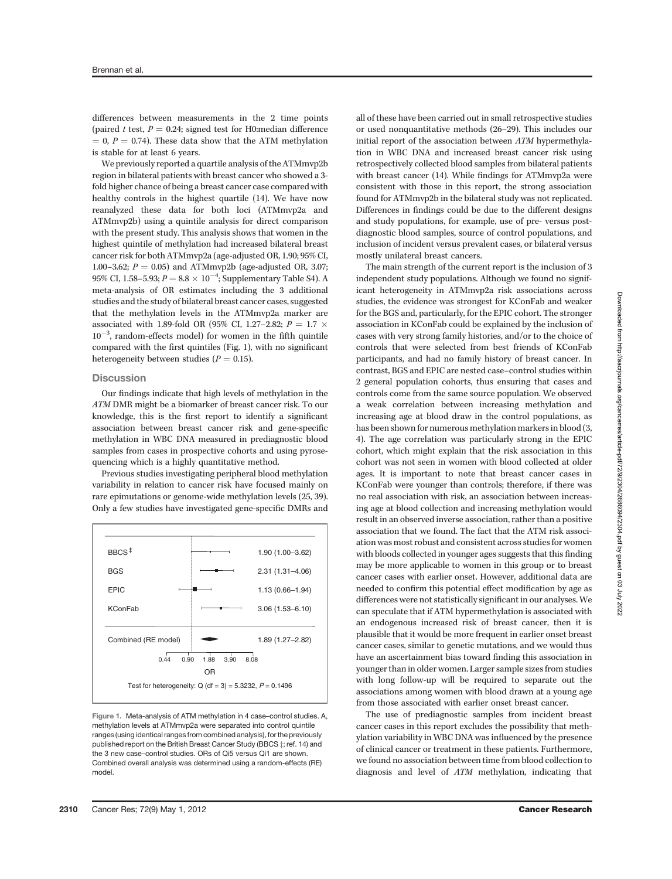differences between measurements in the 2 time points (paired $t$ test, $P = 0.24$; signed test for H0:median difference $= 0$, $P = 0.74$). These data show that the ATM methylation is stable for at least 6 years.

We previously reported a quartile analysis of the ATMmvp2b region in bilateral patients with breast cancer who showed a 3-fold higher chance of being a breast cancer case compared with healthy controls in the highest quartile (14). We have now reanalyzed these data for both loci (ATMmvp2a and ATMmvp2b) using a quintile analysis for direct comparison with the present study. This analysis shows that women in the highest quintile of methylation had increased bilateral breast cancer risk for both ATMmvp2a (age-adjusted OR, 1.90; 95% CI, 1.00–3.62; $P = 0.05$) and ATMmvp2b (age-adjusted OR, 3.07; 95% CI, 1.58–5.93; $P = 8.8 \times 10^{-4}$; Supplementary Table S4). A meta-analysis of OR estimates including the 3 additional studies and the study of bilateral breast cancer cases, suggested that the methylation levels in the ATMmvp2a marker are associated with 1.89-fold OR (95% CI, 1.27–2.82; $P = 1.7 \times 10^{-3}$, random-effects model) for women in the fifth quintile compared with the first quintiles (Fig. 1), with no significant heterogeneity between studies ($P = 0.15$).

## Discussion

Our findings indicate that high levels of methylation in the *ATM* DMR might be a biomarker of breast cancer risk. To our knowledge, this is the first report to identify a significant association between breast cancer risk and gene-specific methylation in WBC DNA measured in prediagnostic blood samples from cases in prospective cohorts and using pyrosequencing which is a highly quantitative method.

Previous studies investigating peripheral blood methylation variability in relation to cancer risk have focused mainly on rare epimutations or genome-wide methylation levels (25, 39). Only a few studies have investigated gene-specific DMRs and all of these have been carried out in small retrospective studies or used nonquantitative methods (26–29). This includes our initial report of the association between *ATM* hypermethylation in WBC DNA and increased breast cancer risk using retrospectively collected blood samples from bilateral patients with breast cancer (14). While findings for ATMmvp2a were consistent with those in this report, the strong association found for ATMmvp2b in the bilateral study was not replicated. Differences in findings could be due to the different designs and study populations, for example, use of pre- versus post-diagnostic blood samples, source of control populations, and inclusion of incident versus prevalent cases, or bilateral versus mostly unilateral breast cancers.

The main strength of the current report is the inclusion of 3 independent study populations. Although we found no significant heterogeneity in ATMmvp2a risk associations across studies, the evidence was strongest for KConFab and weaker for the BGS and, particularly, for the EPIC cohort. The stronger association in KConFab could be explained by the inclusion of cases with very strong family histories, and/or to the choice of controls that were selected from best friends of KConFab participants, and had no family history of breast cancer. In contrast, BGS and EPIC are nested case–control studies within 2 general population cohorts, thus ensuring that cases and controls come from the same source population. We observed a weak correlation between increasing methylation and increasing age at blood draw in the control populations, as has been shown for numerous methylation markers in blood (3, 4). The age correlation was particularly strong in the EPIC cohort, which might explain that the risk association in this cohort was not seen in women with blood collected at older ages. It is important to note that breast cancer cases in KConFab were younger than controls; therefore, if there was no real association with risk, an association between increasing age at blood collection and increasing methylation would result in an observed inverse association, rather than a positive association that we found. The fact that the ATM risk association was most robust and consistent across studies for women with bloods collected in younger ages suggests that this finding may be more applicable to women in this group or to breast cancer cases with earlier onset. However, additional data are needed to confirm this potential effect modification by age as differences were not statistically significant in our analyses. We can speculate that if ATM hypermethylation is associated with an endogenous increased risk of breast cancer, then it is plausible that it would be more frequent in earlier onset breast cancer cases, similar to genetic mutations, and we would thus have an ascertainment bias toward finding this association in younger than in older women. Larger sample sizes from studies with long follow-up will be required to separate out the associations among women with blood drawn at a young age from those associated with earlier onset breast cancer.

The use of prediagnostic samples from incident breast cancer cases in this report excludes the possibility that methylation variability in WBC DNA was influenced by the presence of clinical cancer or treatment in these patients. Furthermore, we found no association between time from blood collection to diagnosis and level of *ATM* methylation, indicating that

| Study | OR (95% CI) |
|---|---|
| BBCS‡ | 1.90 (1.00–3.62) |
| BGS | 2.31 (1.31–4.06) |
| EPIC | 1.13 (0.66–1.94) |
| KConFab | 3.06 (1.53–6.10) |
| Combined (RE model) | 1.89 (1.27–2.82) |

Test for heterogeneity: Q (df = 3) = 5.3232, $P = 0.1496$

Figure 1. Meta-analysis of ATM methylation in 4 case–control studies. A, methylation levels at ATMmvp2a were separated into control quintile ranges (using identical ranges from combined analysis), for the previously published report on the British Breast Cancer Study (BBCS ‡; ref. 14) and the 3 new case–control studies. ORs of Qi5 versus Qi1 are shown. Combined overall analysis was determined using a random-effects (RE) model.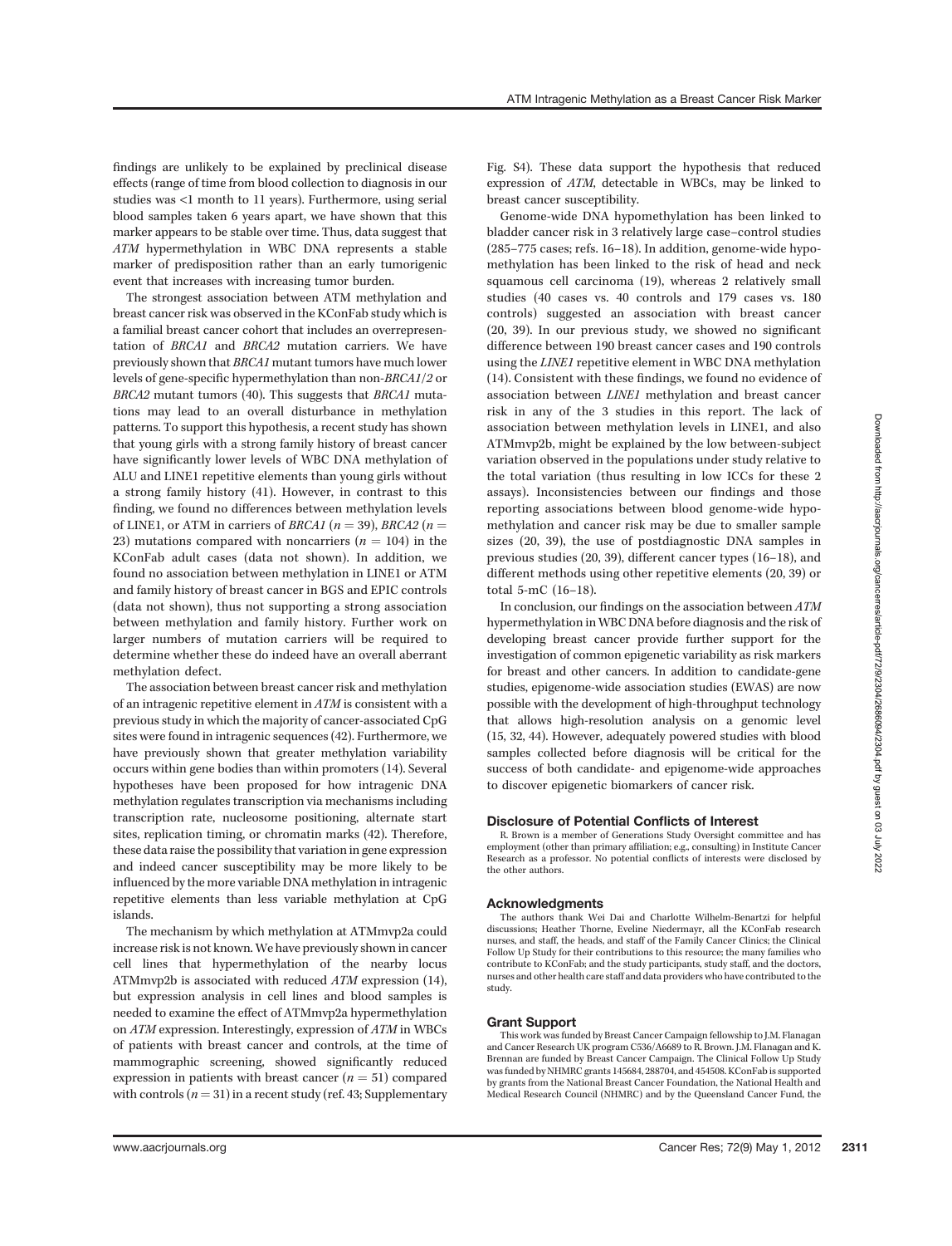findings are unlikely to be explained by preclinical disease effects (range of time from blood collection to diagnosis in our studies was <1 month to 11 years). Furthermore, using serial blood samples taken 6 years apart, we have shown that this marker appears to be stable over time. Thus, data suggest that *ATM* hypermethylation in WBC DNA represents a stable marker of predisposition rather than an early tumorigenic event that increases with increasing tumor burden.

The strongest association between ATM methylation and breast cancer risk was observed in the KConFab study which is a familial breast cancer cohort that includes an overrepresentation of *BRCA1* and *BRCA2* mutation carriers. We have previously shown that *BRCA1* mutant tumors have much lower levels of gene-specific hypermethylation than non-*BRCA1/2* or *BRCA2* mutant tumors (40). This suggests that *BRCA1* mutations may lead to an overall disturbance in methylation patterns. To support this hypothesis, a recent study has shown that young girls with a strong family history of breast cancer have significantly lower levels of WBC DNA methylation of ALU and LINE1 repetitive elements than young girls without a strong family history (41). However, in contrast to this finding, we found no differences between methylation levels of LINE1, or ATM in carriers of *BRCA1* ($n = 39$), *BRCA2* ($n = 23$) mutations compared with noncarriers ($n = 104$) in the KConFab adult cases (data not shown). In addition, we found no association between methylation in LINE1 or ATM and family history of breast cancer in BGS and EPIC controls (data not shown), thus not supporting a strong association between methylation and family history. Further work on larger numbers of mutation carriers will be required to determine whether these do indeed have an overall aberrant methylation defect.

The association between breast cancer risk and methylation of an intragenic repetitive element in *ATM* is consistent with a previous study in which the majority of cancer-associated CpG sites were found in intragenic sequences (42). Furthermore, we have previously shown that greater methylation variability occurs within gene bodies than within promoters (14). Several hypotheses have been proposed for how intragenic DNA methylation regulates transcription via mechanisms including transcription rate, nucleosome positioning, alternate start sites, replication timing, or chromatin marks (42). Therefore, these data raise the possibility that variation in gene expression and indeed cancer susceptibility may be more likely to be influenced by the more variable DNA methylation in intragenic repetitive elements than less variable methylation at CpG islands.

The mechanism by which methylation at ATMmvp2a could increase risk is not known. We have previously shown in cancer cell lines that hypermethylation of the nearby locus ATMmvp2b is associated with reduced *ATM* expression (14), but expression analysis in cell lines and blood samples is needed to examine the effect of ATMmvp2a hypermethylation on *ATM* expression. Interestingly, expression of *ATM* in WBCs of patients with breast cancer and controls, at the time of mammographic screening, showed significantly reduced expression in patients with breast cancer ($n = 51$) compared with controls ($n = 31$) in a recent study (ref. 43; Supplementary Fig. S4). These data support the hypothesis that reduced expression of *ATM*, detectable in WBCs, may be linked to breast cancer susceptibility.

Genome-wide DNA hypomethylation has been linked to bladder cancer risk in 3 relatively large case–control studies (285–775 cases; refs. 16–18). In addition, genome-wide hypomethylation has been linked to the risk of head and neck squamous cell carcinoma (19), whereas 2 relatively small studies (40 cases vs. 40 controls and 179 cases vs. 180 controls) suggested an association with breast cancer (20, 39). In our previous study, we showed no significant difference between 190 breast cancer cases and 190 controls using the *LINE1* repetitive element in WBC DNA methylation (14). Consistent with these findings, we found no evidence of association between *LINE1* methylation and breast cancer risk in any of the 3 studies in this report. The lack of association between methylation levels in LINE1, and also ATMmvp2b, might be explained by the low between-subject variation observed in the populations under study relative to the total variation (thus resulting in low ICCs for these 2 assays). Inconsistencies between our findings and those reporting associations between blood genome-wide hypomethylation and cancer risk may be due to smaller sample sizes (20, 39), the use of postdiagnostic DNA samples in previous studies (20, 39), different cancer types (16–18), and different methods using other repetitive elements (20, 39) or total 5-mC (16–18).

In conclusion, our findings on the association between *ATM* hypermethylation in WBC DNA before diagnosis and the risk of developing breast cancer provide further support for the investigation of common epigenetic variability as risk markers for breast and other cancers. In addition to candidate-gene studies, epigenome-wide association studies (EWAS) are now possible with the development of high-throughput technology that allows high-resolution analysis on a genomic level (15, 32, 44). However, adequately powered studies with blood samples collected before diagnosis will be critical for the success of both candidate- and epigenome-wide approaches to discover epigenetic biomarkers of cancer risk.

## Disclosure of Potential Conflicts of Interest

R. Brown is a member of Generations Study Oversight committee and has employment (other than primary affiliation; e.g., consulting) in Institute Cancer Research as a professor. No potential conflicts of interests were disclosed by the other authors.

## Acknowledgments

The authors thank Wei Dai and Charlotte Wilhelm-Benartzi for helpful discussions; Heather Thorne, Eveline Niedermayr, all the KConFab research nurses, and staff, the heads, and staff of the Family Cancer Clinics; the Clinical Follow Up Study for their contributions to this resource; the many families who contribute to KConFab; and the study participants, study staff, and the doctors, nurses and other health care staff and data providers who have contributed to the study.

## Grant Support

This work was funded by Breast Cancer Campaign fellowship to J.M. Flanagan and Cancer Research UK program C536/A6689 to R. Brown. J.M. Flanagan and K. Brennan are funded by Breast Cancer Campaign. The Clinical Follow Up Study was funded by NHMRC grants 145684, 288704, and 454508. KConFab is supported by grants from the National Breast Cancer Foundation, the National Health and Medical Research Council (NHMRC) and by the Queensland Cancer Fund, the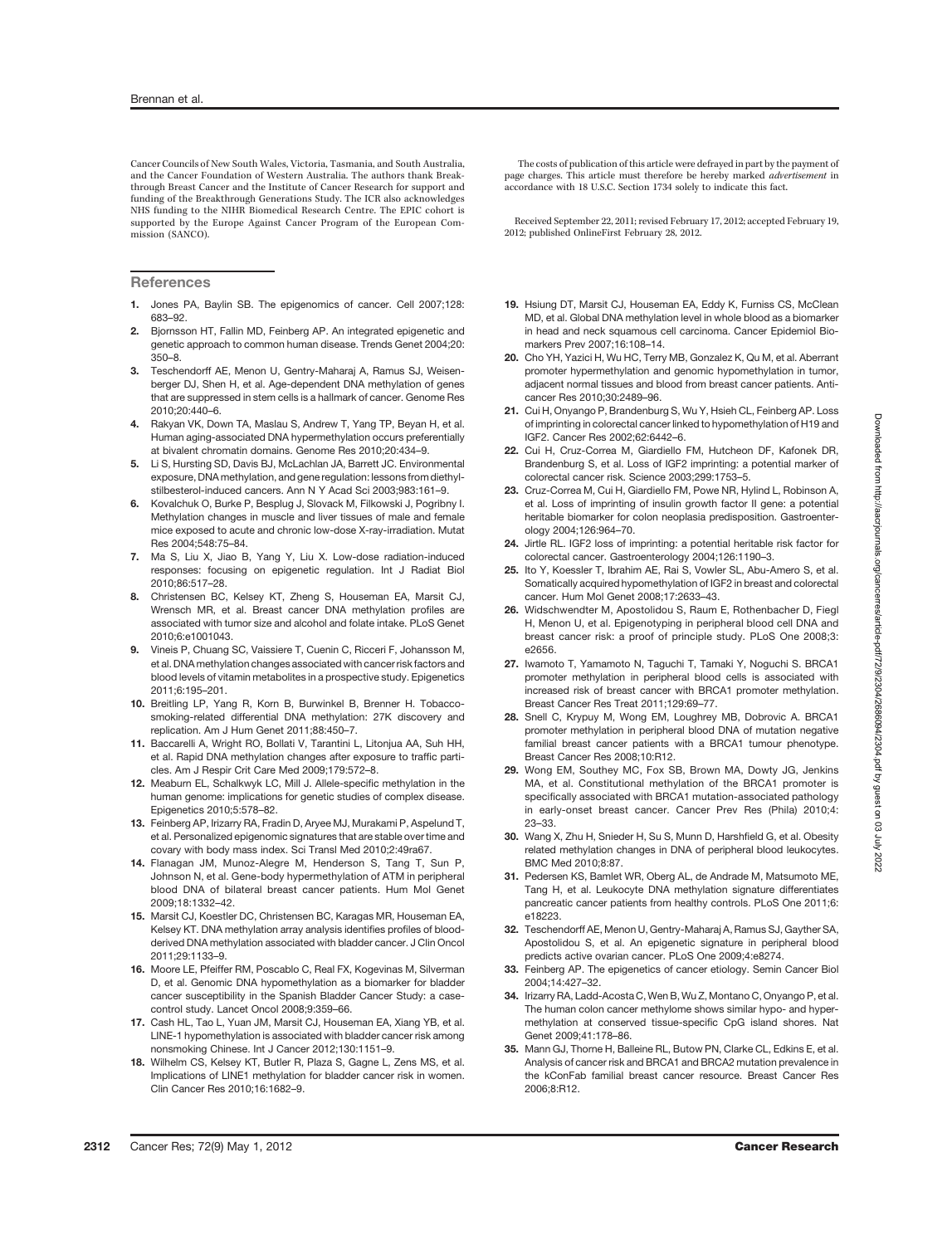Cancer Councils of New South Wales, Victoria, Tasmania, and South Australia, and the Cancer Foundation of Western Australia. The authors thank Breakthrough Breast Cancer and the Institute of Cancer Research for support and funding of the Breakthrough Generations Study. The ICR also acknowledges NHS funding to the NIHR Biomedical Research Centre. The EPIC cohort is supported by the Europe Against Cancer Program of the European Commission (SANCO).

The costs of publication of this article were defrayed in part by the payment of page charges. This article must therefore be hereby marked *advertisement* in accordance with 18 U.S.C. Section 1734 solely to indicate this fact.

Received September 22, 2011; revised February 17, 2012; accepted February 19, 2012; published OnlineFirst February 28, 2012.

## References

1. Jones PA, Baylin SB. The epigenomics of cancer. Cell 2007;128: 683–92.
2. Bjornsson HT, Fallin MD, Feinberg AP. An integrated epigenetic and genetic approach to common human disease. Trends Genet 2004;20: 350–8.
3. Teschendorff AE, Menon U, Gentry-Maharaj A, Ramus SJ, Weisenberger DJ, Shen H, et al. Age-dependent DNA methylation of genes that are suppressed in stem cells is a hallmark of cancer. Genome Res 2010;20:440–6.
4. Rakyan VK, Down TA, Maslau S, Andrew T, Yang TP, Beyan H, et al. Human aging-associated DNA hypermethylation occurs preferentially at bivalent chromatin domains. Genome Res 2010;20:434–9.
5. Li S, Hursting SD, Davis BJ, McLachlan JA, Barrett JC. Environmental exposure, DNA methylation, and gene regulation: lessons from diethylstilbesterol-induced cancers. Ann N Y Acad Sci 2003;983:161–9.
6. Kovalchuk O, Burke P, Besplug J, Slovack M, Filkowski J, Pogribny I. Methylation changes in muscle and liver tissues of male and female mice exposed to acute and chronic low-dose X-ray-irradiation. Mutat Res 2004;548:75–84.
7. Ma S, Liu X, Jiao B, Yang Y, Liu X. Low-dose radiation-induced responses: focusing on epigenetic regulation. Int J Radiat Biol 2010;86:517–28.
8. Christensen BC, Kelsey KT, Zheng S, Houseman EA, Marsit CJ, Wrensch MR, et al. Breast cancer DNA methylation profiles are associated with tumor size and alcohol and folate intake. PLoS Genet 2010;6:e1001043.
9. Vineis P, Chuang SC, Vaissiere T, Cuenin C, Ricceri F, Johansson M, et al. DNA methylation changes associated with cancer risk factors and blood levels of vitamin metabolites in a prospective study. Epigenetics 2011;6:195–201.
10. Breitling LP, Yang R, Korn B, Burwinkel B, Brenner H. Tobacco-smoking-related differential DNA methylation: 27K discovery and replication. Am J Hum Genet 2011;88:450–7.
11. Baccarelli A, Wright RO, Bollati V, Tarantini L, Litonjua AA, Suh HH, et al. Rapid DNA methylation changes after exposure to traffic particles. Am J Respir Crit Care Med 2009;179:572–8.
12. Meaburn EL, Schalkwyk LC, Mill J. Allele-specific methylation in the human genome: implications for genetic studies of complex disease. Epigenetics 2010;5:578–82.
13. Feinberg AP, Irizarry RA, Fradin D, Aryee MJ, Murakami P, Aspelund T, et al. Personalized epigenomic signatures that are stable over time and covary with body mass index. Sci Transl Med 2010;2:49ra67.
14. Flanagan JM, Munoz-Alegre M, Henderson S, Tang T, Sun P, Johnson N, et al. Gene-body hypermethylation of ATM in peripheral blood DNA of bilateral breast cancer patients. Hum Mol Genet 2009;18:1332–42.
15. Marsit CJ, Koestler DC, Christensen BC, Karagas MR, Houseman EA, Kelsey KT. DNA methylation array analysis identifies profiles of blood-derived DNA methylation associated with bladder cancer. J Clin Oncol 2011;29:1133–9.
16. Moore LE, Pfeiffer RM, Poscablo C, Real FX, Kogevinas M, Silverman D, et al. Genomic DNA hypomethylation as a biomarker for bladder cancer susceptibility in the Spanish Bladder Cancer Study: a case-control study. Lancet Oncol 2008;9:359–66.
17. Cash HL, Tao L, Yuan JM, Marsit CJ, Houseman EA, Xiang YB, et al. LINE-1 hypomethylation is associated with bladder cancer risk among nonsmoking Chinese. Int J Cancer 2012;130:1151–9.
18. Wilhelm CS, Kelsey KT, Butler R, Plaza S, Gagne L, Zens MS, et al. Implications of LINE1 methylation for bladder cancer risk in women. Clin Cancer Res 2010;16:1682–9.
19. Hsiung DT, Marsit CJ, Houseman EA, Eddy K, Furniss CS, McClean MD, et al. Global DNA methylation level in whole blood as a biomarker in head and neck squamous cell carcinoma. Cancer Epidemiol Biomarkers Prev 2007;16:108–14.
20. Cho YH, Yazici H, Wu HC, Terry MB, Gonzalez K, Qu M, et al. Aberrant promoter hypermethylation and genomic hypomethylation in tumor, adjacent normal tissues and blood from breast cancer patients. Anticancer Res 2010;30:2489–96.
21. Cui H, Onyango P, Brandenburg S, Wu Y, Hsieh CL, Feinberg AP. Loss of imprinting in colorectal cancer linked to hypomethylation of H19 and IGF2. Cancer Res 2002;62:6442–6.
22. Cui H, Cruz-Correa M, Giardiello FM, Hutcheon DF, Kafonek DR, Brandenburg S, et al. Loss of IGF2 imprinting: a potential marker of colorectal cancer risk. Science 2003;299:1753–5.
23. Cruz-Correa M, Cui H, Giardiello FM, Powe NR, Hylind L, Robinson A, et al. Loss of imprinting of insulin growth factor II gene: a potential heritable biomarker for colon neoplasia predisposition. Gastroenterology 2004;126:964–70.
24. Jirtle RL. IGF2 loss of imprinting: a potential heritable risk factor for colorectal cancer. Gastroenterology 2004;126:1190–3.
25. Ito Y, Koessler T, Ibrahim AE, Rai S, Vowler SL, Abu-Amero S, et al. Somatically acquired hypomethylation of IGF2 in breast and colorectal cancer. Hum Mol Genet 2008;17:2633–43.
26. Widschwendter M, Apostolidou S, Raum E, Rothenbacher D, Fiegl H, Menon U, et al. Epigenotyping in peripheral blood cell DNA and breast cancer risk: a proof of principle study. PLoS One 2008;3: e2656.
27. Iwamoto T, Yamamoto N, Taguchi T, Tamaki Y, Noguchi S. BRCA1 promoter methylation in peripheral blood cells is associated with increased risk of breast cancer with BRCA1 promoter methylation. Breast Cancer Res Treat 2011;129:69–77.
28. Snell C, Krypuy M, Wong EM, Loughrey MB, Dobrovic A. BRCA1 promoter methylation in peripheral blood DNA of mutation negative familial breast cancer patients with a BRCA1 tumour phenotype. Breast Cancer Res 2008;10:R12.
29. Wong EM, Southey MC, Fox SB, Brown MA, Dowty JG, Jenkins MA, et al. Constitutional methylation of the BRCA1 promoter is specifically associated with BRCA1 mutation-associated pathology in early-onset breast cancer. Cancer Prev Res (Phila) 2010;4: 23–33.
30. Wang X, Zhu H, Snieder H, Su S, Munn D, Harshfield G, et al. Obesity related methylation changes in DNA of peripheral blood leukocytes. BMC Med 2010;8:87.
31. Pedersen KS, Bamlet WR, Oberg AL, de Andrade M, Matsumoto ME, Tang H, et al. Leukocyte DNA methylation signature differentiates pancreatic cancer patients from healthy controls. PLoS One 2011;6: e18223.
32. Teschendorff AE, Menon U, Gentry-Maharaj A, Ramus SJ, Gayther SA, Apostolidou S, et al. An epigenetic signature in peripheral blood predicts active ovarian cancer. PLoS One 2009;4:e8274.
33. Feinberg AP. The epigenetics of cancer etiology. Semin Cancer Biol 2004;14:427–32.
34. Irizarry RA, Ladd-Acosta C, Wen B, Wu Z, Montano C, Onyango P, et al. The human colon cancer methylome shows similar hypo- and hypermethylation at conserved tissue-specific CpG island shores. Nat Genet 2009;41:178–86.
35. Mann GJ, Thorne H, Balleine RL, Butow PN, Clarke CL, Edkins E, et al. Analysis of cancer risk and BRCA1 and BRCA2 mutation prevalence in the kConFab familial breast cancer resource. Breast Cancer Res 2006;8:R12.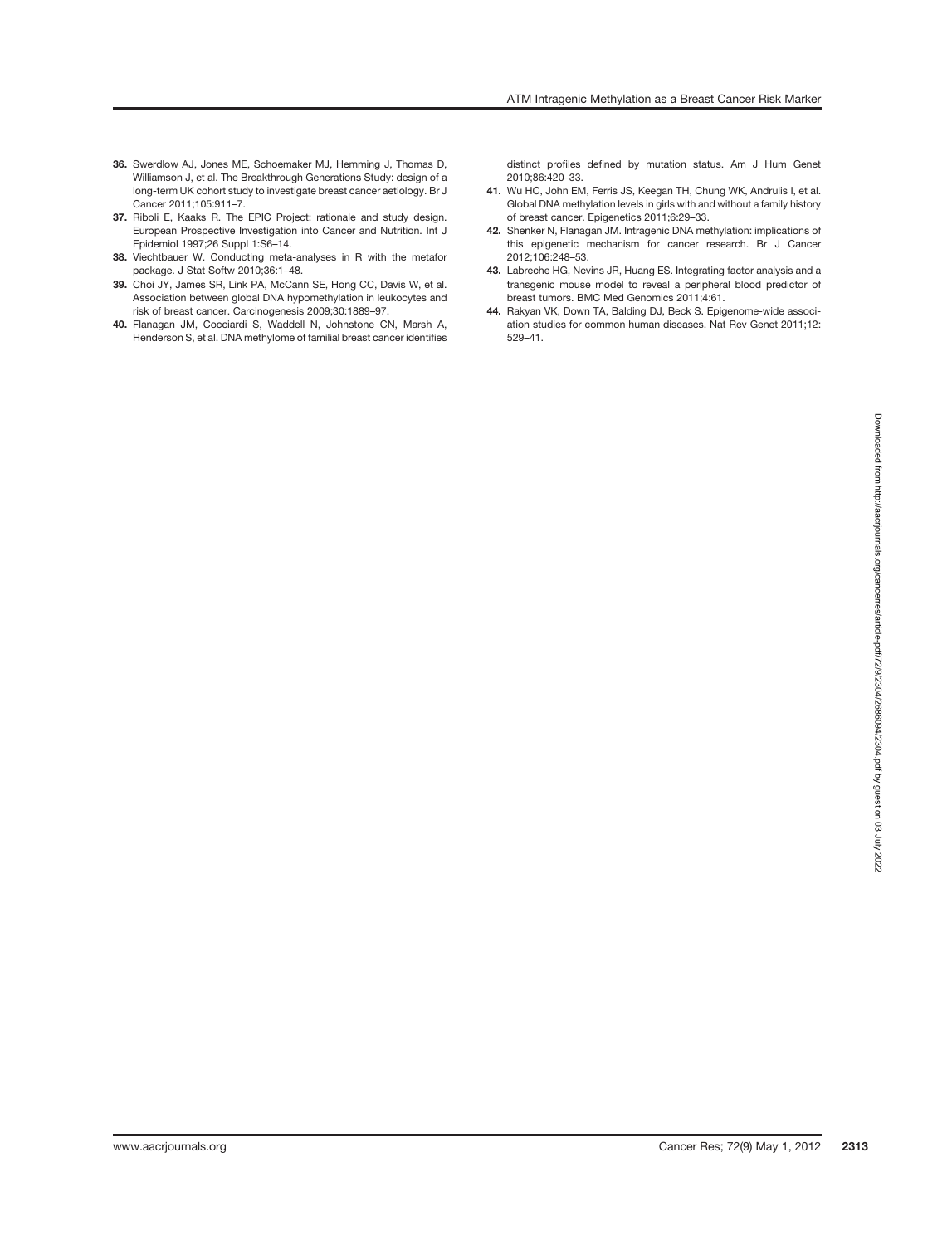36. Swerdlow AJ, Jones ME, Schoemaker MJ, Hemming J, Thomas D, Williamson J, et al. The Breakthrough Generations Study: design of a long-term UK cohort study to investigate breast cancer aetiology. Br J Cancer 2011;105:911–7.
37. Riboli E, Kaaks R. The EPIC Project: rationale and study design. European Prospective Investigation into Cancer and Nutrition. Int J Epidemiol 1997;26 Suppl 1:S6–14.
38. Viechtbauer W. Conducting meta-analyses in R with the metafor package. J Stat Softw 2010;36:1–48.
39. Choi JY, James SR, Link PA, McCann SE, Hong CC, Davis W, et al. Association between global DNA hypomethylation in leukocytes and risk of breast cancer. Carcinogenesis 2009;30:1889–97.
40. Flanagan JM, Cocciardi S, Waddell N, Johnstone CN, Marsh A, Henderson S, et al. DNA methylome of familial breast cancer identifies distinct profiles defined by mutation status. Am J Hum Genet 2010;86:420–33.
41. Wu HC, John EM, Ferris JS, Keegan TH, Chung WK, Andrulis I, et al. Global DNA methylation levels in girls with and without a family history of breast cancer. Epigenetics 2011;6:29–33.
42. Shenker N, Flanagan JM. Intragenic DNA methylation: implications of this epigenetic mechanism for cancer research. Br J Cancer 2012;106:248–53.
43. Labreche HG, Nevins JR, Huang ES. Integrating factor analysis and a transgenic mouse model to reveal a peripheral blood predictor of breast tumors. BMC Med Genomics 2011;4:61.
44. Rakyan VK, Down TA, Balding DJ, Beck S. Epigenome-wide association studies for common human diseases. Nat Rev Genet 2011;12: 529–41.